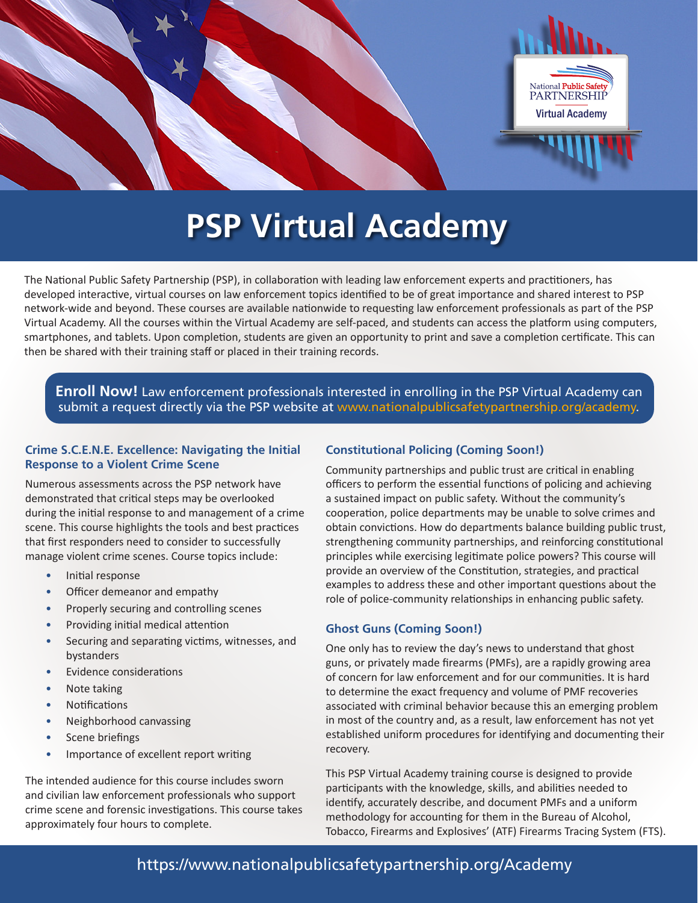# PSP Virtual Academy

The National Public Safety Partnership (PSP), in collaboration with leading law enforcement experts and practitioners, has developed interactive, virtual courses on law enforcement topics identified to be of great importance and shared interest to PSP network-wide and beyond. These courses are available nationwide to requesting law enforcement professionals as part of the PSP Virtual Academy. All the courses within the Virtual Academy are self-paced, and students can access the platform using computers, smartphones, and tablets. Upon completion, students are given an opportunity to print and save a completion certificate. This can then be shared with their training staff or placed in their training records.

**Enroll Now!** Law enforcement professionals interested in enrolling in the PSP Virtual Academy can submit a request directly via the PSP website at www.nationalpublicsafetypartnership.org/academy.

### Crime S.C.E.N.E. Excellence: Navigating the Initial Response to a Violent Crime Scene

Numerous assessments across the PSP network have demonstrated that critical steps may be overlooked during the initial response to and management of a crime scene. This course highlights the tools and best practices that first responders need to consider to successfully manage violent crime scenes. Course topics include:

- Initial response
- Officer demeanor and empathy
- Properly securing and controlling scenes
- Providing initial medical attention
- Securing and separating victims, witnesses, and bystanders
- Evidence considerations
- Note taking
- Notifications
- Neighborhood canvassing
- Scene briefings
- Importance of excellent report writing

The intended audience for this course includes sworn and civilian law enforcement professionals who support crime scene and forensic investigations. This course takes approximately four hours to complete.

### Constitutional Policing (Coming Soon!)

Community partnerships and public trust are critical in enabling officers to perform the essential functions of policing and achieving a sustained impact on public safety. Without the community's cooperation, police departments may be unable to solve crimes and obtain convictions. How do departments balance building public trust, strengthening community partnerships, and reinforcing constitutional principles while exercising legitimate police powers? This course will provide an overview of the Constitution, strategies, and practical examples to address these and other important questions about the role of police-community relationships in enhancing public safety.

### Ghost Guns (Coming Soon!)

One only has to review the day's news to understand that ghost guns, or privately made firearms (PMFs), are a rapidly growing area of concern for law enforcement and for our communities. It is hard to determine the exact frequency and volume of PMF recoveries associated with criminal behavior because this an emerging problem in most of the country and, as a result, law enforcement has not yet established uniform procedures for identifying and documenting their recovery.

This PSP Virtual Academy training course is designed to provide participants with the knowledge, skills, and abilities needed to identify, accurately describe, and document PMFs and a uniform methodology for accounting for them in the Bureau of Alcohol, Tobacco, Firearms and Explosives' (ATF) Firearms Tracing System (FTS).

https://www.nationalpublicsafetypartnership.org/Academy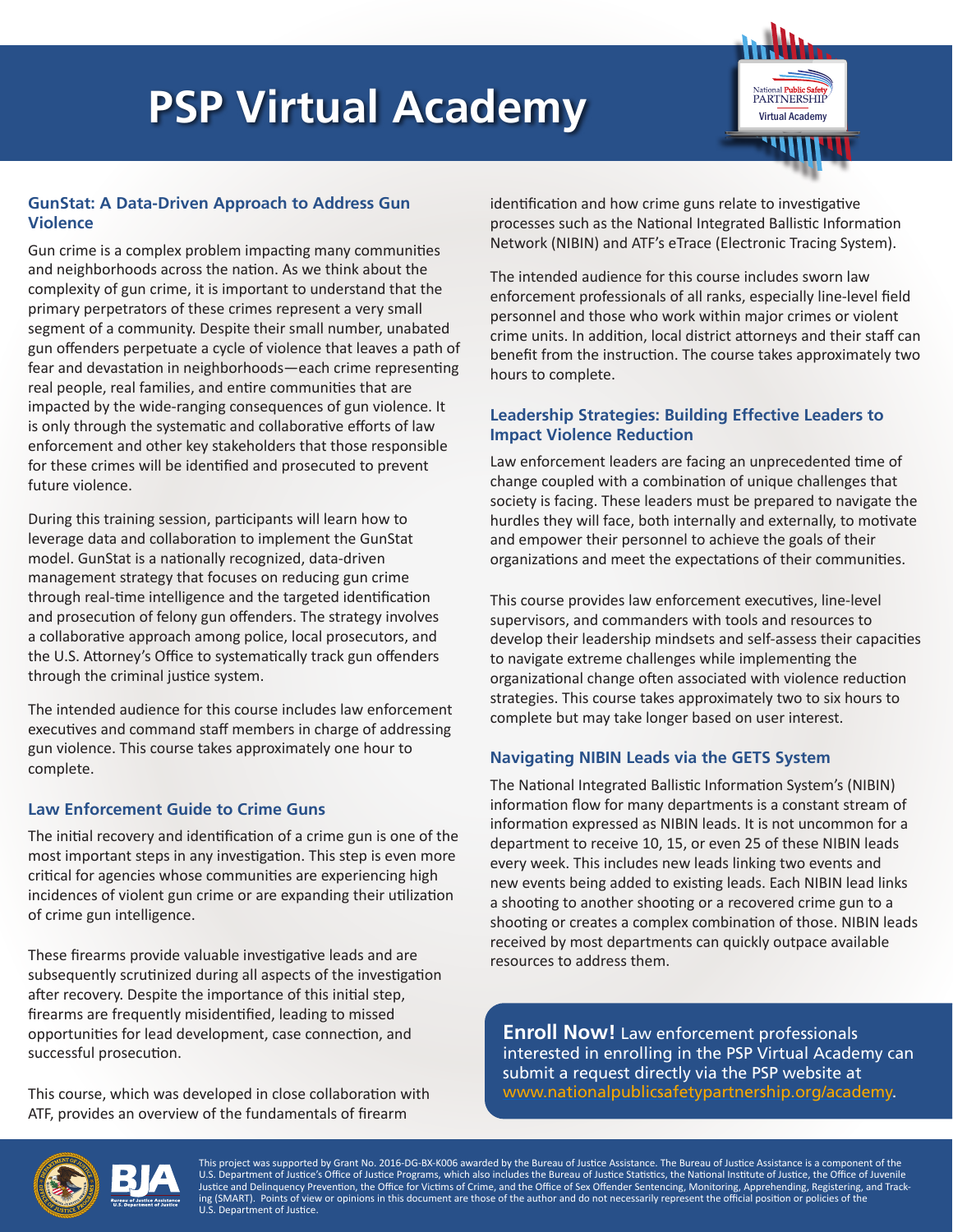# PSP Virtual Academy

## GunStat: A Data-Driven Approach to Address Gun Violence

Gun crime is a complex problem impacting many communities and neighborhoods across the nation. As we think about the complexity of gun crime, it is important to understand that the primary perpetrators of these crimes represent a very small segment of a community. Despite their small number, unabated gun offenders perpetuate a cycle of violence that leaves a path of fear and devastation in neighborhoods—each crime representing real people, real families, and entire communities that are impacted by the wide-ranging consequences of gun violence. It is only through the systematic and collaborative efforts of law enforcement and other key stakeholders that those responsible for these crimes will be identified and prosecuted to prevent future violence.

During this training session, participants will learn how to leverage data and collaboration to implement the GunStat model. GunStat is a nationally recognized, data-driven management strategy that focuses on reducing gun crime through real-time intelligence and the targeted identification and prosecution of felony gun offenders. The strategy involves a collaborative approach among police, local prosecutors, and the U.S. Attorney's Office to systematically track gun offenders through the criminal justice system.

The intended audience for this course includes law enforcement executives and command staff members in charge of addressing gun violence. This course takes approximately one hour to complete.

## Law Enforcement Guide to Crime Guns

The initial recovery and identification of a crime gun is one of the most important steps in any investigation. This step is even more critical for agencies whose communities are experiencing high incidences of violent gun crime or are expanding their utilization of crime gun intelligence.

These firearms provide valuable investigative leads and are subsequently scrutinized during all aspects of the investigation after recovery. Despite the importance of this initial step, firearms are frequently misidentified, leading to missed opportunities for lead development, case connection, and successful prosecution.

This course, which was developed in close collaboration with ATF, provides an overview of the fundamentals of firearm identification and how crime guns relate to investigative processes such as the National Integrated Ballistic Information Network (NIBIN) and ATF's eTrace (Electronic Tracing System).

The intended audience for this course includes sworn law enforcement professionals of all ranks, especially line-level field personnel and those who work within major crimes or violent crime units. In addition, local district attorneys and their staff can benefit from the instruction. The course takes approximately two hours to complete.

## Leadership Strategies: Building Effective Leaders to Impact Violence Reduction

Law enforcement leaders are facing an unprecedented time of change coupled with a combination of unique challenges that society is facing. These leaders must be prepared to navigate the hurdles they will face, both internally and externally, to motivate and empower their personnel to achieve the goals of their organizations and meet the expectations of their communities.

This course provides law enforcement executives, line-level supervisors, and commanders with tools and resources to develop their leadership mindsets and self-assess their capacities to navigate extreme challenges while implementing the organizational change often associated with violence reduction strategies. This course takes approximately two to six hours to complete but may take longer based on user interest.

## Navigating NIBIN Leads via the GETS System

The National Integrated Ballistic Information System's (NIBIN) information flow for many departments is a constant stream of information expressed as NIBIN leads. It is not uncommon for a department to receive 10, 15, or even 25 of these NIBIN leads every week. This includes new leads linking two events and new events being added to existing leads. Each NIBIN lead links a shooting to another shooting or a recovered crime gun to a shooting or creates a complex combination of those. NIBIN leads received by most departments can quickly outpace available resources to address them.

**Enroll Now!** Law enforcement professionals interested in enrolling in the PSP Virtual Academy can submit a request directly via the PSP website at www.nationalpublicsafetypartnership.org/academy.

This project was supported by Grant No. 2016-DG-BX-K006 awarded by the Bureau of Justice Assistance. The Bureau of Justice Assistance is a component of the U.S. Department of Justice's Office of Justice Programs, which also includes the Bureau of Justice Statistics, the National Institute of Justice, the Office of Juvenile Justice and Delinquency Prevention, the Office for Victims of Crime, and the Office of Sex Offender Sentencing, Monitoring, Apprehending, Registering, and Tracking (SMART). Points of view or opinions in this document are those of the author and do not necessarily represent the official position or policies of the U.S. Department of Justice.